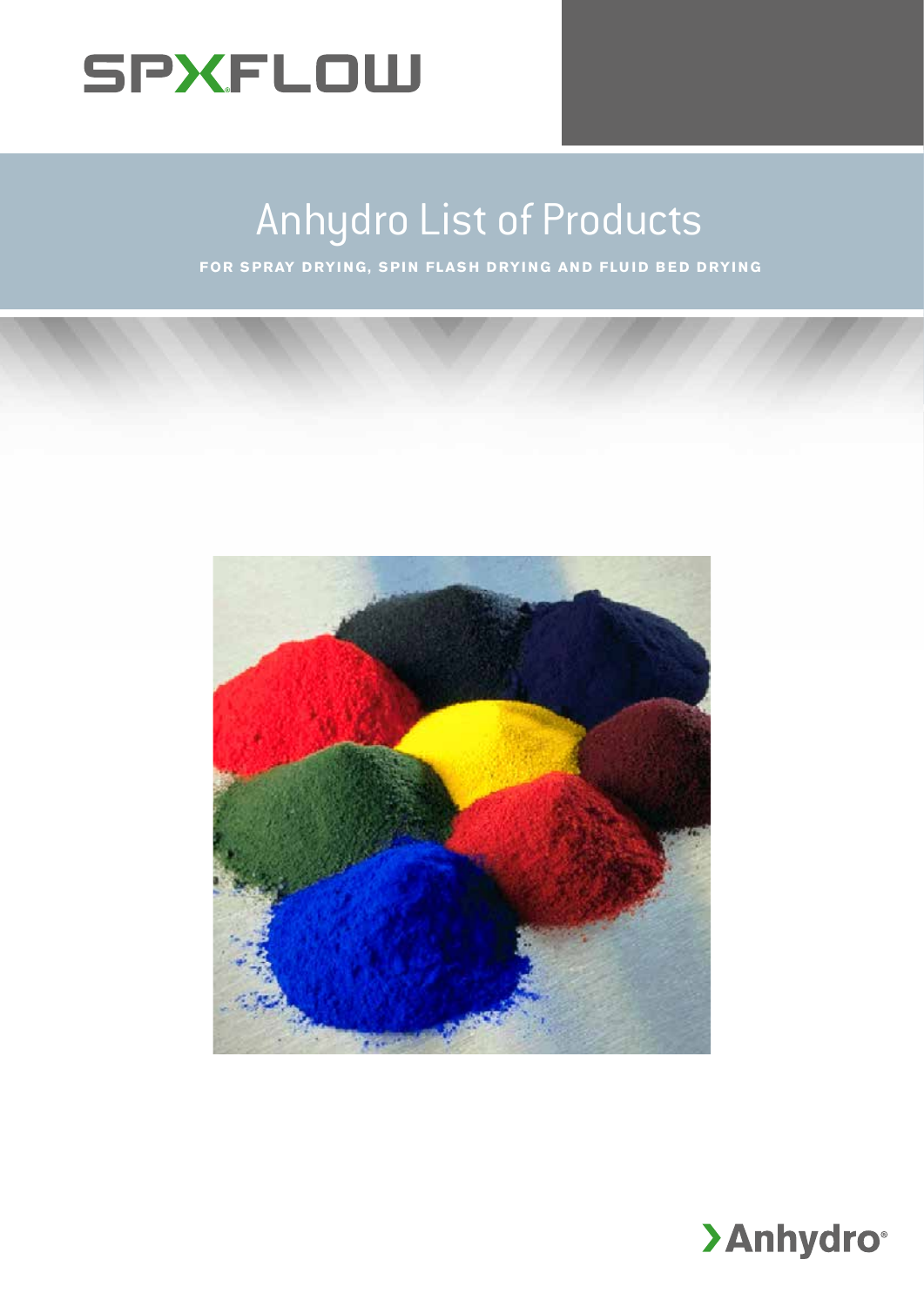SPXFLOW

# Anhydro List of Products

**FOR SPRAY DRYING, SPIN FLASH DRYING AND FLUID BED DRYING**

Anhydro®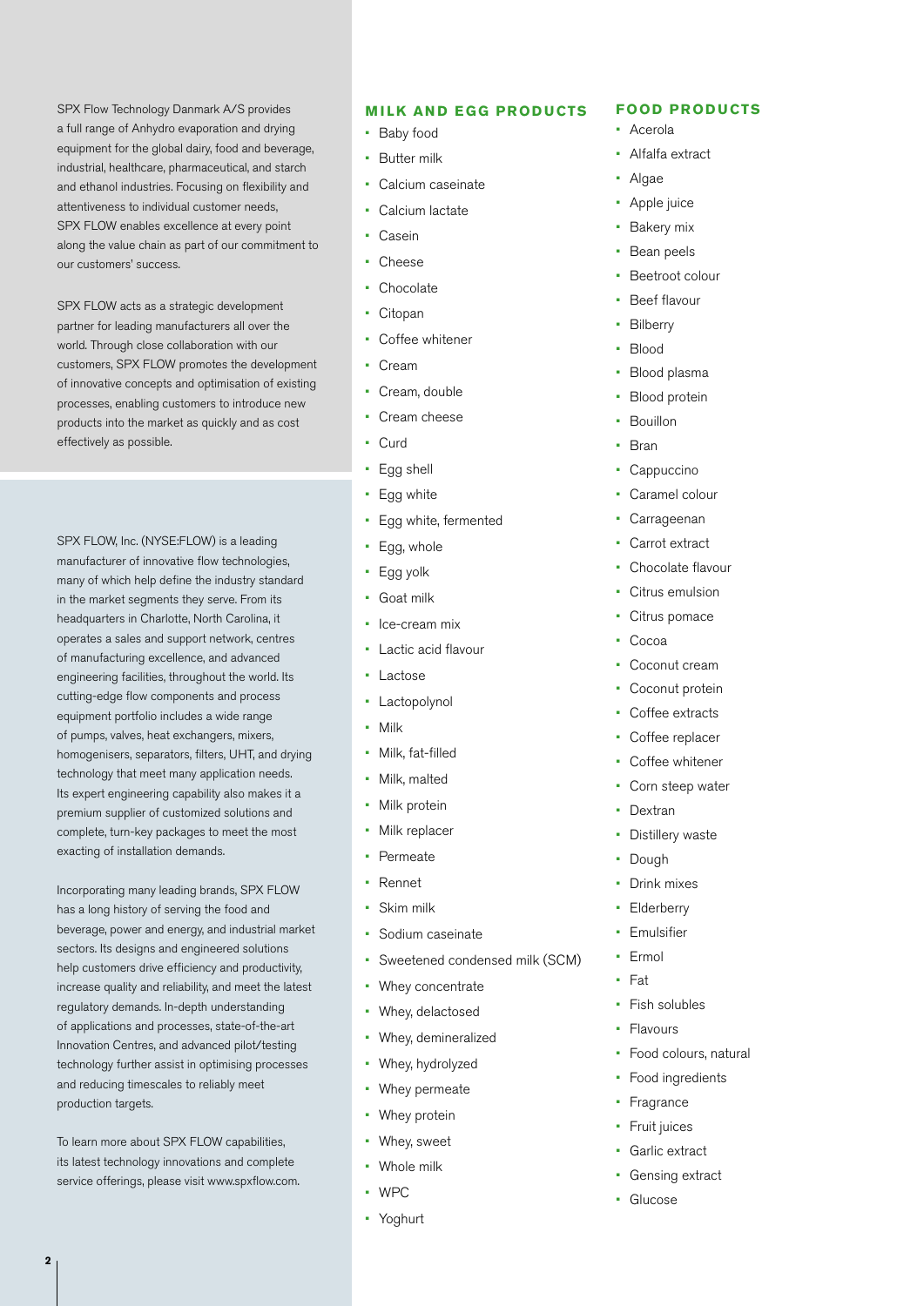SPX Flow Technology Danmark A/S provides a full range of Anhydro evaporation and drying equipment for the global dairy, food and beverage, industrial, healthcare, pharmaceutical, and starch and ethanol industries. Focusing on flexibility and attentiveness to individual customer needs, SPX FLOW enables excellence at every point along the value chain as part of our commitment to our customers' success.

SPX FLOW acts as a strategic development partner for leading manufacturers all over the world. Through close collaboration with our customers, SPX FLOW promotes the development of innovative concepts and optimisation of existing processes, enabling customers to introduce new products into the market as quickly and as cost effectively as possible.

SPX FLOW, Inc. (NYSE:FLOW) is a leading manufacturer of innovative flow technologies, many of which help define the industry standard in the market segments they serve. From its headquarters in Charlotte, North Carolina, it operates a sales and support network, centres of manufacturing excellence, and advanced engineering facilities, throughout the world. Its cutting-edge flow components and process equipment portfolio includes a wide range of pumps, valves, heat exchangers, mixers, homogenisers, separators, filters, UHT, and drying technology that meet many application needs. Its expert engineering capability also makes it a premium supplier of customized solutions and complete, turn-key packages to meet the most exacting of installation demands.

Incorporating many leading brands, SPX FLOW has a long history of serving the food and beverage, power and energy, and industrial market sectors. Its designs and engineered solutions help customers drive efficiency and productivity, increase quality and reliability, and meet the latest regulatory demands. In-depth understanding of applications and processes, state-of-the-art Innovation Centres, and advanced pilot/testing technology further assist in optimising processes and reducing timescales to reliably meet production targets.

To learn more about SPX FLOW capabilities, its latest technology innovations and complete service offerings, please visit www.spxflow.com.

## MILK AND EGG PRODUCTS

- Baby food
- Butter milk
- Calcium caseinate
- Calcium lactate
- Casein
- Cheese
- Chocolate
- Citopan
- Coffee whitener
- Cream
- Cream, double
- Cream cheese
- Curd
- Egg shell
- Egg white
- Egg white, fermented
- Egg, whole
- Egg yolk
- Goat milk
- Ice-cream mix
- Lactic acid flavour
- Lactose
- Lactopolynol
- Milk
- Milk, fat-filled
- Milk, malted
- Milk protein
- Milk replacer
- Permeate
- Rennet
- Skim milk
- Sodium caseinate
- Sweetened condensed milk (SCM)
- Whey concentrate
- Whey, delactosed
- Whey, demineralized
- Whey, hydrolyzed
- Whey permeate
- Whey protein
- Whey, sweet
- Whole milk
- WPC
- Yoghurt

## FOOD PRODUCTS

- Acerola
- Alfalfa extract
- Algae
- Apple juice
- Bakery mix
- Bean peels
- Beetroot colour
- Beef flavour
- Bilberry
- Blood
- Blood plasma
- Blood protein
- Bouillon
- Bran
- Cappuccino
- Caramel colour
- Carrageenan
- Carrot extract
- Chocolate flavour
- Citrus emulsion
- Citrus pomace
- Cocoa
- Coconut cream
- Coconut protein
- Coffee extracts
- Coffee replacer
- Coffee whitener
- Corn steep water
- Dextran
- Distillery waste
- Dough
- Drink mixes
- Elderberry
- Emulsifier
- Ermol
- Fat
- Fish solubles
- Flavours
- Food colours, natural
- Food ingredients
- Fragrance
- Fruit juices
- Garlic extract
- Gensing extract
- Glucose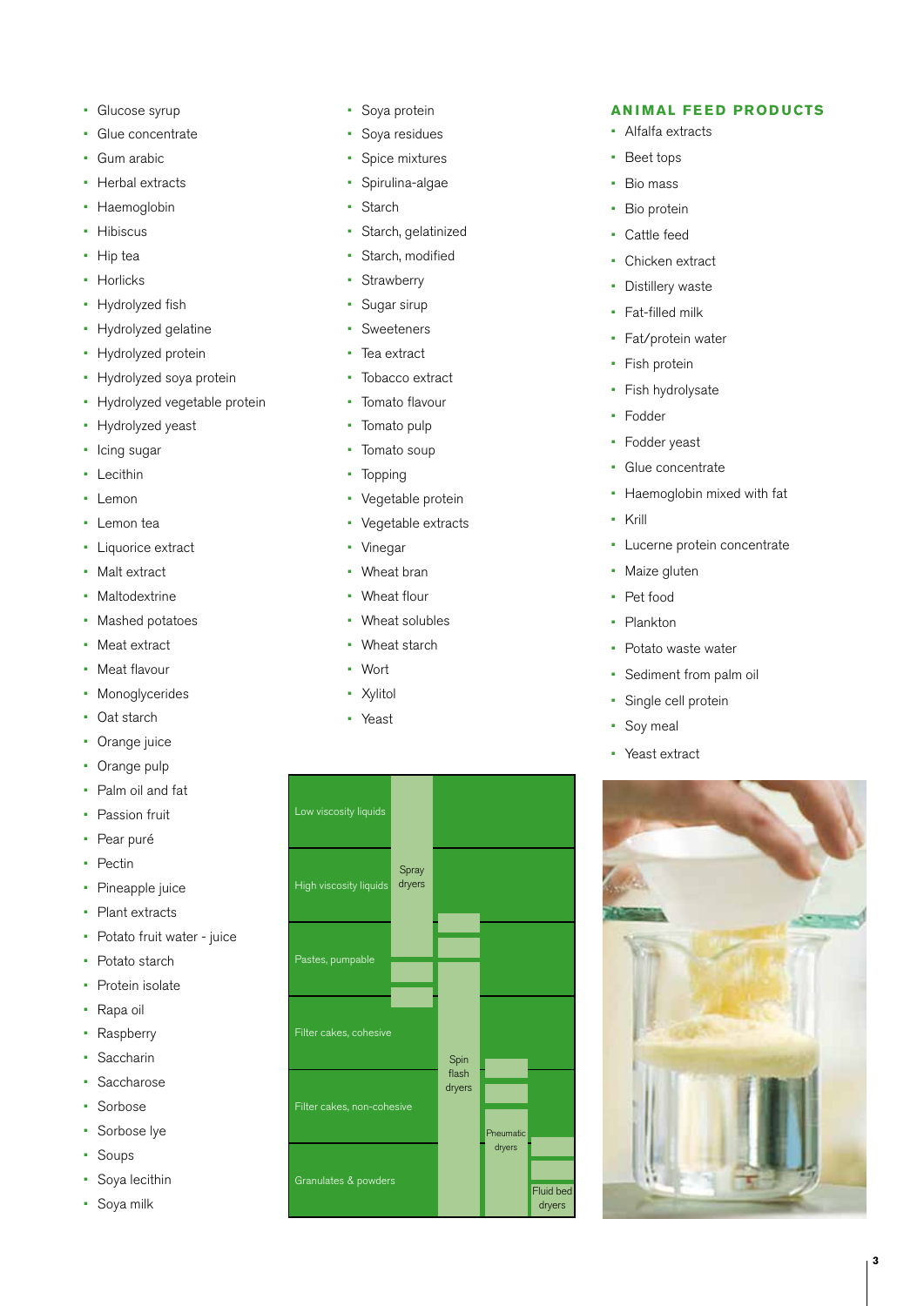- Glucose syrup
- Glue concentrate
- Gum arabic
- Herbal extracts
- Haemoglobin
- Hibiscus
- Hip tea
- Horlicks
- Hydrolyzed fish
- Hydrolyzed gelatine
- Hydrolyzed protein
- Hydrolyzed soya protein
- Hydrolyzed vegetable protein
- Hydrolyzed yeast
- Icing sugar
- Lecithin
- Lemon
- Lemon tea
- Liquorice extract
- Malt extract
- Maltodextrine
- Mashed potatoes
- Meat extract
- Meat flavour
- Monoglycerides
- Oat starch
- Orange juice
- Orange pulp
- Palm oil and fat
- Passion fruit
- Pear puré
- Pectin
- Pineapple juice
- Plant extracts
- Potato fruit water - juice
- Potato starch
- Protein isolate
- Rapa oil
- Raspberry
- Saccharin
- Saccharose
- Sorbose
- Sorbose lye
- Soups
- Soya lecithin
- Soya milk
- Soya protein
- Soya residues
- Spice mixtures
- Spirulina-algae
- Starch
- Starch, gelatinized
- Starch, modified
- Strawberry
- Sugar sirup
- Sweeteners
- Tea extract
- Tobacco extract
- Tomato flavour
- Tomato pulp
- Tomato soup
- Topping
- Vegetable protein
- Vegetable extracts
- Vinegar
- Wheat bran
- Wheat flour
- Wheat solubles
- Wheat starch
- Wort
- Xylitol
- Yeast

## ANIMAL FEED PRODUCTS

- Alfalfa extracts
- Beet tops
- Bio mass
- Bio protein
- Cattle feed
- Chicken extract
- Distillery waste
- Fat-filled milk
- Fat/protein water
- Fish protein
- Fish hydrolysate
- Fodder
- Fodder yeast
- Glue concentrate
- Haemoglobin mixed with fat
- Krill
- Lucerne protein concentrate
- Maize gluten
- Pet food
- Plankton
- Potato waste water
- Sediment from palm oil
- Single cell protein
- Soy meal
- Yeast extract

Low viscosity liquids
High viscosity liquids
Pastes, pumpable
Filter cakes, cohesive
Filter cakes, non-cohesive
Granulates & powders

Spray dryers
Spin flash dryers
Pneumatic dryers
Fluid bed dryers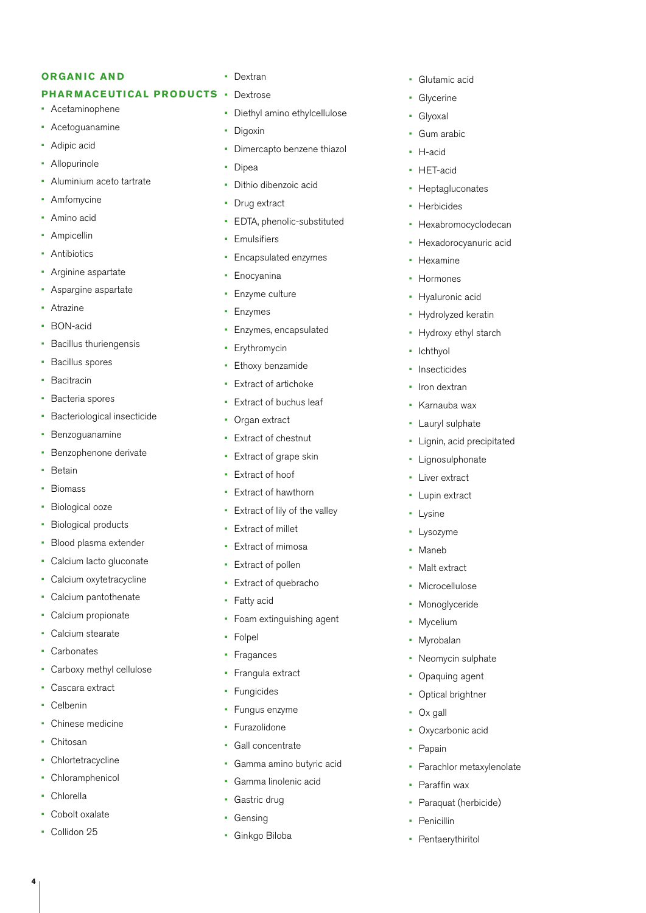## ORGANIC AND PHARMACEUTICAL PRODUCTS

- Acetaminophene
- Acetoguanamine
- Adipic acid
- Allopurinole
- Aluminium aceto tartrate
- Amfomycine
- Amino acid
- Ampicellin
- Antibiotics
- Arginine aspartate
- Aspargine aspartate
- Atrazine
- BON-acid
- Bacillus thuriengensis
- Bacillus spores
- Bacitracin
- Bacteria spores
- Bacteriological insecticide
- Benzoguanamine
- Benzophenone derivate
- Betain
- Biomass
- Biological ooze
- Biological products
- Blood plasma extender
- Calcium lacto gluconate
- Calcium oxytetracycline
- Calcium pantothenate
- Calcium propionate
- Calcium stearate
- Carbonates
- Carboxy methyl cellulose
- Cascara extract
- Celbenin
- Chinese medicine
- Chitosan
- Chlortetracycline
- Chloramphenicol
- Chlorella
- Cobolt oxalate
- Collidon 25
- Dextran
- Dextrose
- Diethyl amino ethylcellulose
- Digoxin
- Dimercapto benzene thiazol
- Dipea
- Dithio dibenzoic acid
- Drug extract
- EDTA, phenolic-substituted
- Emulsifiers
- Encapsulated enzymes
- Enocyanina
- Enzyme culture
- Enzymes
- Enzymes, encapsulated
- Erythromycin
- Ethoxy benzamide
- Extract of artichoke
- Extract of buchus leaf
- Organ extract
- Extract of chestnut
- Extract of grape skin
- Extract of hoof
- Extract of hawthorn
- Extract of lily of the valley
- Extract of millet
- Extract of mimosa
- Extract of pollen
- Extract of quebracho
- Fatty acid
- Foam extinguishing agent
- Folpel
- Fragances
- Frangula extract
- Fungicides
- Fungus enzyme
- Furazolidone
- Gall concentrate
- Gamma amino butyric acid
- Gamma linolenic acid
- Gastric drug
- Gensing
- Ginkgo Biloba
- Glutamic acid
- Glycerine
- Glyoxal
- Gum arabic
- H-acid
- HET-acid
- Heptagluconates
- Herbicides
- Hexabromocyclodecan
- Hexadorocyanuric acid
- Hexamine
- Hormones
- Hyaluronic acid
- Hydrolyzed keratin
- Hydroxy ethyl starch
- Ichthyol
- Insecticides
- Iron dextran
- Karnauba wax
- Lauryl sulphate
- Lignin, acid precipitated
- Lignosulphonate
- Liver extract
- Lupin extract
- Lysine
- Lysozyme
- Maneb
- Malt extract
- Microcellulose
- Monoglyceride
- Mycelium
- Myrobalan
- Neomycin sulphate
- Opaquing agent
- Optical brightner
- Ox gall
- Oxycarbonic acid
- Papain
- Parachlor metaxylenolate
- Paraffin wax
- Paraquat (herbicide)
- Penicillin
- Pentaerythiritol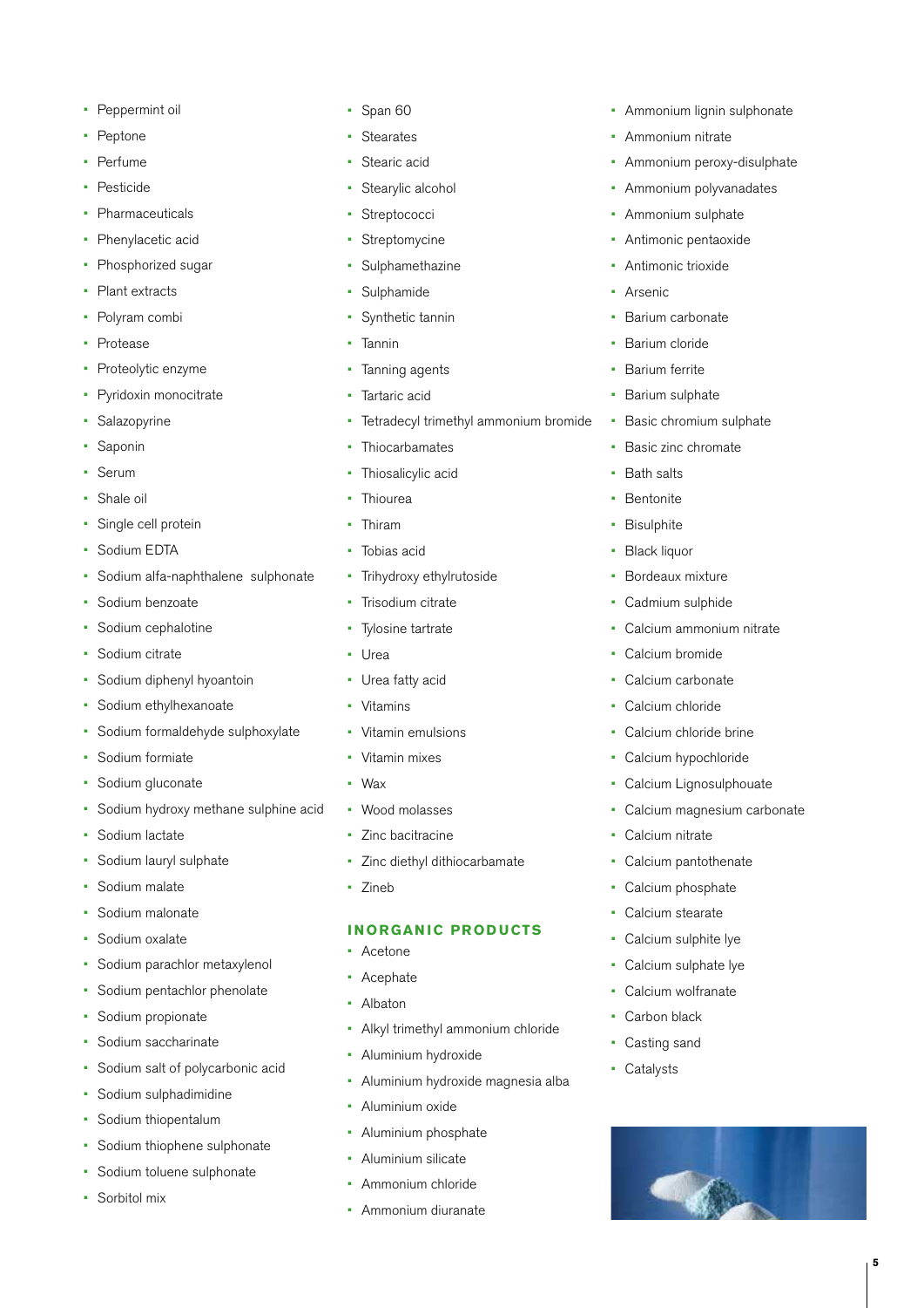- Peppermint oil
- Peptone
- Perfume
- Pesticide
- Pharmaceuticals
- Phenylacetic acid
- Phosphorized sugar
- Plant extracts
- Polyram combi
- Protease
- Proteolytic enzyme
- Pyridoxin monocitrate
- Salazopyrine
- Saponin
- Serum
- Shale oil
- Single cell protein
- Sodium EDTA
- Sodium alfa-naphthalene sulphonate
- Sodium benzoate
- Sodium cephalotine
- Sodium citrate
- Sodium diphenyl hyoantoin
- Sodium ethylhexanoate
- Sodium formaldehyde sulphoxylate
- Sodium formiate
- Sodium gluconate
- Sodium hydroxy methane sulphine acid
- Sodium lactate
- Sodium lauryl sulphate
- Sodium malate
- Sodium malonate
- Sodium oxalate
- Sodium parachlor metaxylenol
- Sodium pentachlor phenolate
- Sodium propionate
- Sodium saccharinate
- Sodium salt of polycarbonic acid
- Sodium sulphadimidine
- Sodium thiopentalum
- Sodium thiophene sulphonate
- Sodium toluene sulphonate
- Sorbitol mix
- Span 60
- Stearates
- Stearic acid
- Stearylic alcohol
- Streptococci
- Streptomycine
- Sulphamethazine
- Sulphamide
- Synthetic tannin
- Tannin
- Tanning agents
- Tartaric acid
- Tetradecyl trimethyl ammonium bromide
- Thiocarbamates
- Thiosalicylic acid
- Thiourea
- Thiram
- Tobias acid
- Trihydroxy ethylrutoside
- Trisodium citrate
- Tylosine tartrate
- Urea
- Urea fatty acid
- Vitamins
- Vitamin emulsions
- Vitamin mixes
- Wax
- Wood molasses
- Zinc bacitracine
- Zinc diethyl dithiocarbamate
- Zineb

## INORGANIC PRODUCTS

- Acetone
- Acephate
- Albaton
- Alkyl trimethyl ammonium chloride
- Aluminium hydroxide
- Aluminium hydroxide magnesia alba
- Aluminium oxide
- Aluminium phosphate
- Aluminium silicate
- Ammonium chloride
- Ammonium diuranate
- Ammonium lignin sulphonate
- Ammonium nitrate
- Ammonium peroxy-disulphate
- Ammonium polyvanadates
- Ammonium sulphate
- Antimonic pentaoxide
- Antimonic trioxide
- Arsenic
- Barium carbonate
- Barium cloride
- Barium ferrite
- Barium sulphate
- Basic chromium sulphate
- Basic zinc chromate
- Bath salts
- Bentonite
- Bisulphite
- Black liquor
- Bordeaux mixture
- Cadmium sulphide
- Calcium ammonium nitrate
- Calcium bromide
- Calcium carbonate
- Calcium chloride
- Calcium chloride brine
- Calcium hypochloride
- Calcium Lignosulphouate
- Calcium magnesium carbonate
- Calcium nitrate
- Calcium pantothenate
- Calcium phosphate
- Calcium stearate
- Calcium sulphite lye
- Calcium sulphate lye
- Calcium wolframate
- Carbon black
- Casting sand
- Catalysts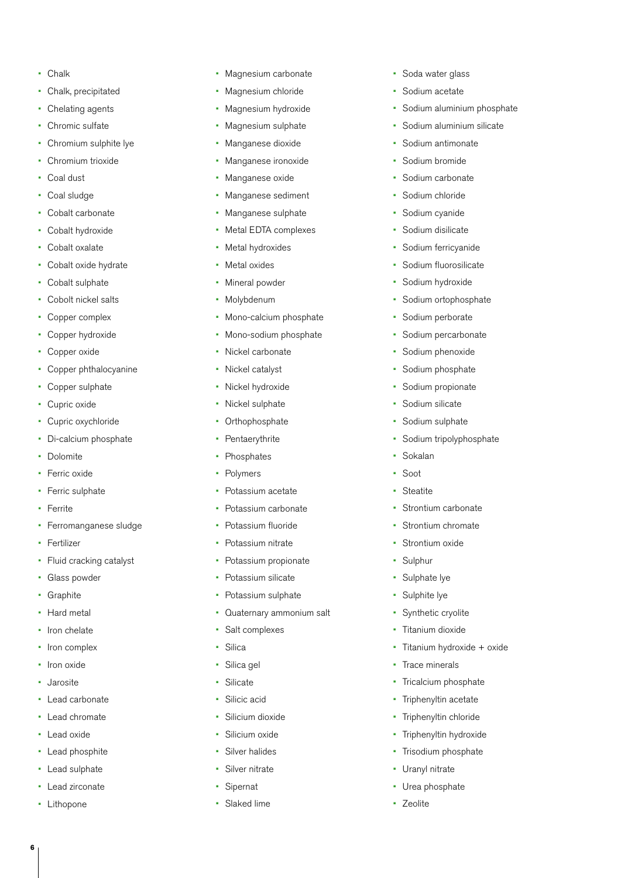- Chalk
- Chalk, precipitated
- Chelating agents
- Chromic sulfate
- Chromium sulphite lye
- Chromium trioxide
- Coal dust
- Coal sludge
- Cobalt carbonate
- Cobalt hydroxide
- Cobalt oxalate
- Cobalt oxide hydrate
- Cobalt sulphate
- Cobolt nickel salts
- Copper complex
- Copper hydroxide
- Copper oxide
- Copper phthalocyanine
- Copper sulphate
- Cupric oxide
- Cupric oxychloride
- Di-calcium phosphate
- Dolomite
- Ferric oxide
- Ferric sulphate
- Ferrite
- Ferromanganese sludge
- Fertilizer
- Fluid cracking catalyst
- Glass powder
- Graphite
- Hard metal
- Iron chelate
- Iron complex
- Iron oxide
- Jarosite
- Lead carbonate
- Lead chromate
- Lead oxide
- Lead phosphite
- Lead sulphate
- Lead zirconate
- Lithopone
- Magnesium carbonate
- Magnesium chloride
- Magnesium hydroxide
- Magnesium sulphate
- Manganese dioxide
- Manganese ironoxide
- Manganese oxide
- Manganese sediment
- Manganese sulphate
- Metal EDTA complexes
- Metal hydroxides
- Metal oxides
- Mineral powder
- Molybdenum
- Mono-calcium phosphate
- Mono-sodium phosphate
- Nickel carbonate
- Nickel catalyst
- Nickel hydroxide
- Nickel sulphate
- Orthophosphate
- Pentaerythrite
- Phosphates
- Polymers
- Potassium acetate
- Potassium carbonate
- Potassium fluoride
- Potassium nitrate
- Potassium propionate
- Potassium silicate
- Potassium sulphate
- Quaternary ammonium salt
- Salt complexes
- Silica
- Silica gel
- Silicate
- Silicic acid
- Silicium dioxide
- Silicium oxide
- Silver halides
- Silver nitrate
- Sipernat
- Slaked lime
- Soda water glass
- Sodium acetate
- Sodium aluminium phosphate
- Sodium aluminium silicate
- Sodium antimonate
- Sodium bromide
- Sodium carbonate
- Sodium chloride
- Sodium cyanide
- Sodium disilicate
- Sodium ferricyanide
- Sodium fluorosilicate
- Sodium hydroxide
- Sodium ortophosphate
- Sodium perborate
- Sodium percarbonate
- Sodium phenoxide
- Sodium phosphate
- Sodium propionate
- Sodium silicate
- Sodium sulphate
- Sodium tripolyphosphate
- Sokalan
- Soot
- Steatite
- Strontium carbonate
- Strontium chromate
- Strontium oxide
- Sulphur
- Sulphate lye
- Sulphite lye
- Synthetic cryolite
- Titanium dioxide
- Titanium hydroxide + oxide
- Trace minerals
- Tricalcium phosphate
- Triphenyltin acetate
- Triphenyltin chloride
- Triphenyltin hydroxide
- Trisodium phosphate
- Uranyl nitrate
- Urea phosphate
- Zeolite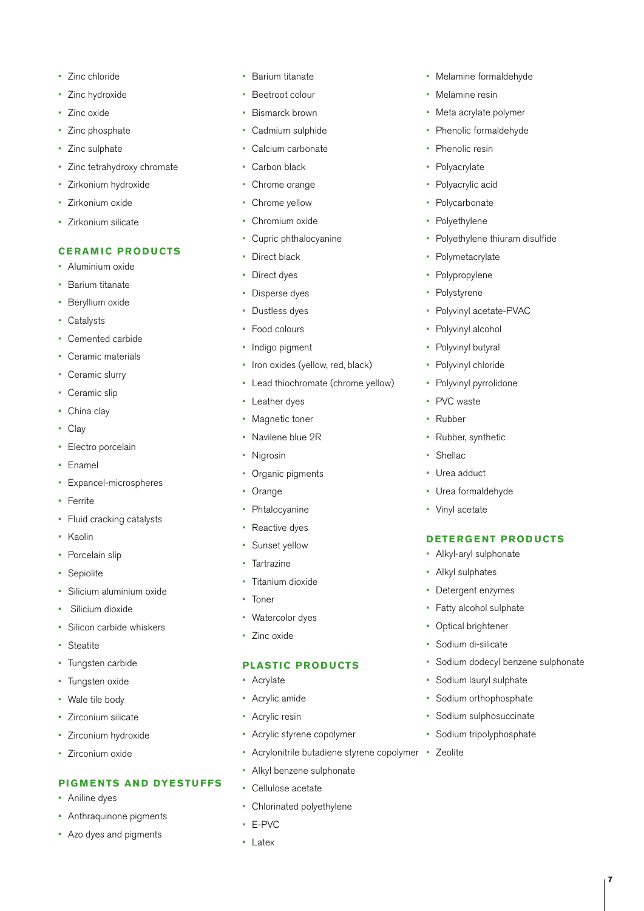- Zinc chloride
- Zinc hydroxide
- Zinc oxide
- Zinc phosphate
- Zinc sulphate
- Zinc tetrahydroxy chromate
- Zirkonium hydroxide
- Zirkonium oxide
- Zirkonium silicate

## CERAMIC PRODUCTS

- Aluminium oxide
- Barium titanate
- Beryllium oxide
- Catalysts
- Cemented carbide
- Ceramic materials
- Ceramic slurry
- Ceramic slip
- China clay
- Clay
- Electro porcelain
- Enamel
- Expancel-microspheres
- Ferrite
- Fluid cracking catalysts
- Kaolin
- Porcelain slip
- Sepiolite
- Silicium aluminium oxide
- Silicium dioxide
- Silicon carbide whiskers
- Steatite
- Tungsten carbide
- Tungsten oxide
- Wale tile body
- Zirconium silicate
- Zirconium hydroxide
- Zirconium oxide

## PIGMENTS AND DYESTUFFS

- Aniline dyes
- Anthraquinone pigments
- Azo dyes and pigments
- Barium titanate
- Beetroot colour
- Bismarck brown
- Cadmium sulphide
- Calcium carbonate
- Carbon black
- Chrome orange
- Chrome yellow
- Chromium oxide
- Cupric phthalocyanine
- Direct black
- Direct dyes
- Disperse dyes
- Dustless dyes
- Food colours
- Indigo pigment
- Iron oxides (yellow, red, black)
- Lead thiochromate (chrome yellow)
- Leather dyes
- Magnetic toner
- Navilene blue 2R
- Nigrosin
- Organic pigments
- Orange
- Phtalocyanine
- Reactive dyes
- Sunset yellow
- Tartrazine
- Titanium dioxide
- Toner
- Watercolor dyes
- Zinc oxide

## PLASTIC PRODUCTS

- Acrylate
- Acrylic amide
- Acrylic resin
- Acrylic styrene copolymer
- Acrylonitrile butadiene styrene copolymer
- Alkyl benzene sulphonate
- Cellulose acetate
- Chlorinated polyethylene
- E-PVC
- Latex
- Melamine formaldehyde
- Melamine resin
- Meta acrylate polymer
- Phenolic formaldehyde
- Phenolic resin
- Polyacrylate
- Polyacrylic acid
- Polycarbonate
- Polyethylene
- Polyethylene thiuram disulfide
- Polymetacrylate
- Polypropylene
- Polystyrene
- Polyvinyl acetate-PVAC
- Polyvinyl alcohol
- Polyvinyl butyral
- Polyvinyl chloride
- Polyvinyl pyrrolidone
- PVC waste
- Rubber
- Rubber, synthetic
- Shellac
- Urea adduct
- Urea formaldehyde
- Vinyl acetate

## DETERGENT PRODUCTS

- Alkyl-aryl sulphonate
- Alkyl sulphates
- Detergent enzymes
- Fatty alcohol sulphate
- Optical brightener
- Sodium di-silicate
- Sodium dodecyl benzene sulphonate
- Sodium lauryl sulphate
- Sodium orthophosphate
- Sodium sulphosuccinate
- Sodium tripolyphosphate
- Zeolite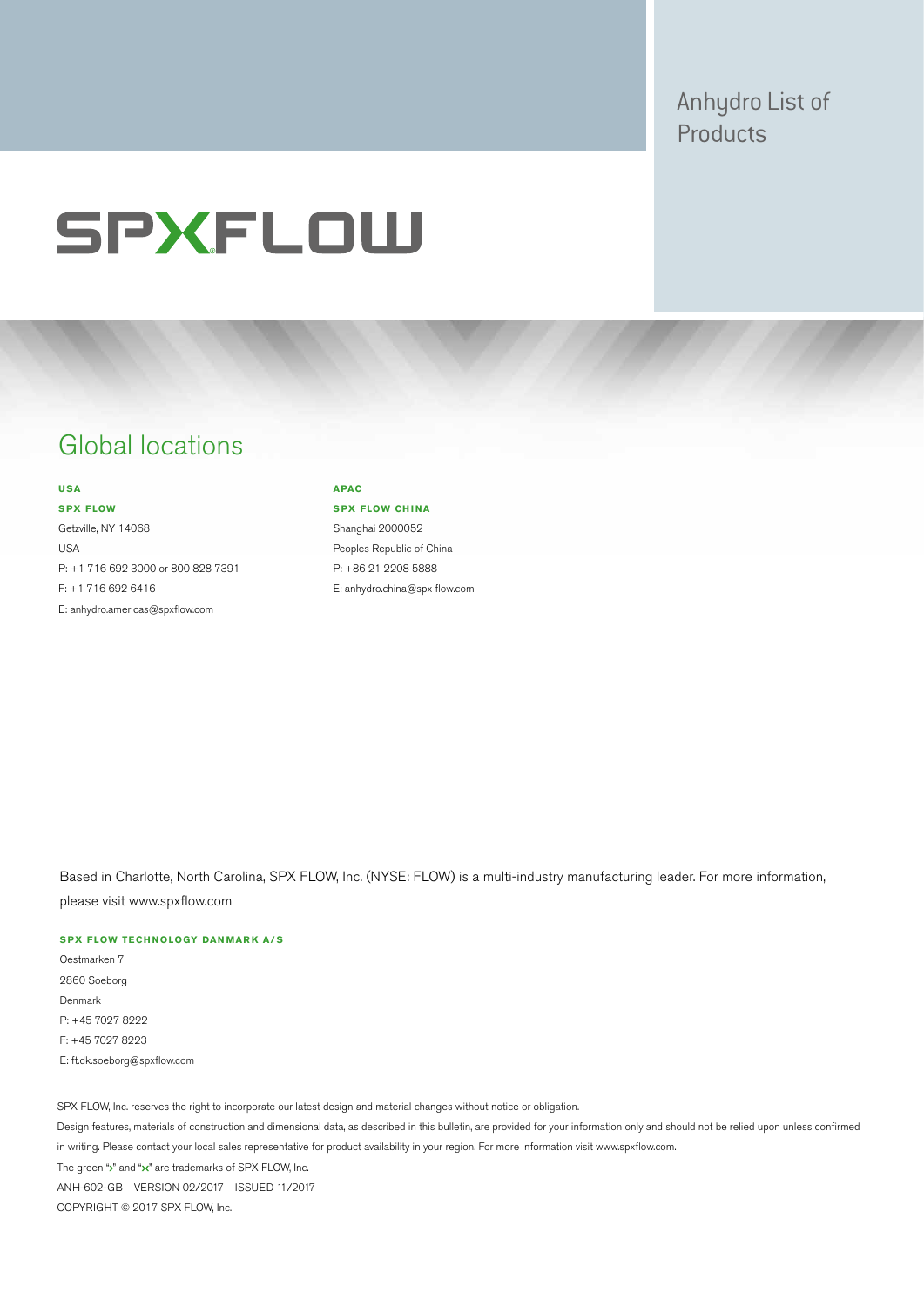Anhydro List of Products

SPXFLOW

## Global locations

**USA**

**SPX FLOW**

Getzville, NY 14068
USA
P: +1 716 692 3000 or 800 828 7391
F: +1 716 692 6416
E: anhydro.americas@spxflow.com

**APAC**

**SPX FLOW CHINA**

Shanghai 2000052
Peoples Republic of China
P: +86 21 2208 5888
E: anhydro.china@spx flow.com

Based in Charlotte, North Carolina, SPX FLOW, Inc. (NYSE: FLOW) is a multi-industry manufacturing leader. For more information, please visit www.spxflow.com

**SPX FLOW TECHNOLOGY DANMARK A/S**

Oestmarken 7
2860 Soeborg
Denmark
P: +45 7027 8222
F: +45 7027 8223
E: ft.dk.soeborg@spxflow.com

SPX FLOW, Inc. reserves the right to incorporate our latest design and material changes without notice or obligation.

Design features, materials of construction and dimensional data, as described in this bulletin, are provided for your information only and should not be relied upon unless confirmed in writing. Please contact your local sales representative for product availability in your region. For more information visit www.spxflow.com.

The green ">" and "x" are trademarks of SPX FLOW, Inc.

ANH-602-GB VERSION 02/2017 ISSUED 11/2017

COPYRIGHT © 2017 SPX FLOW, Inc.